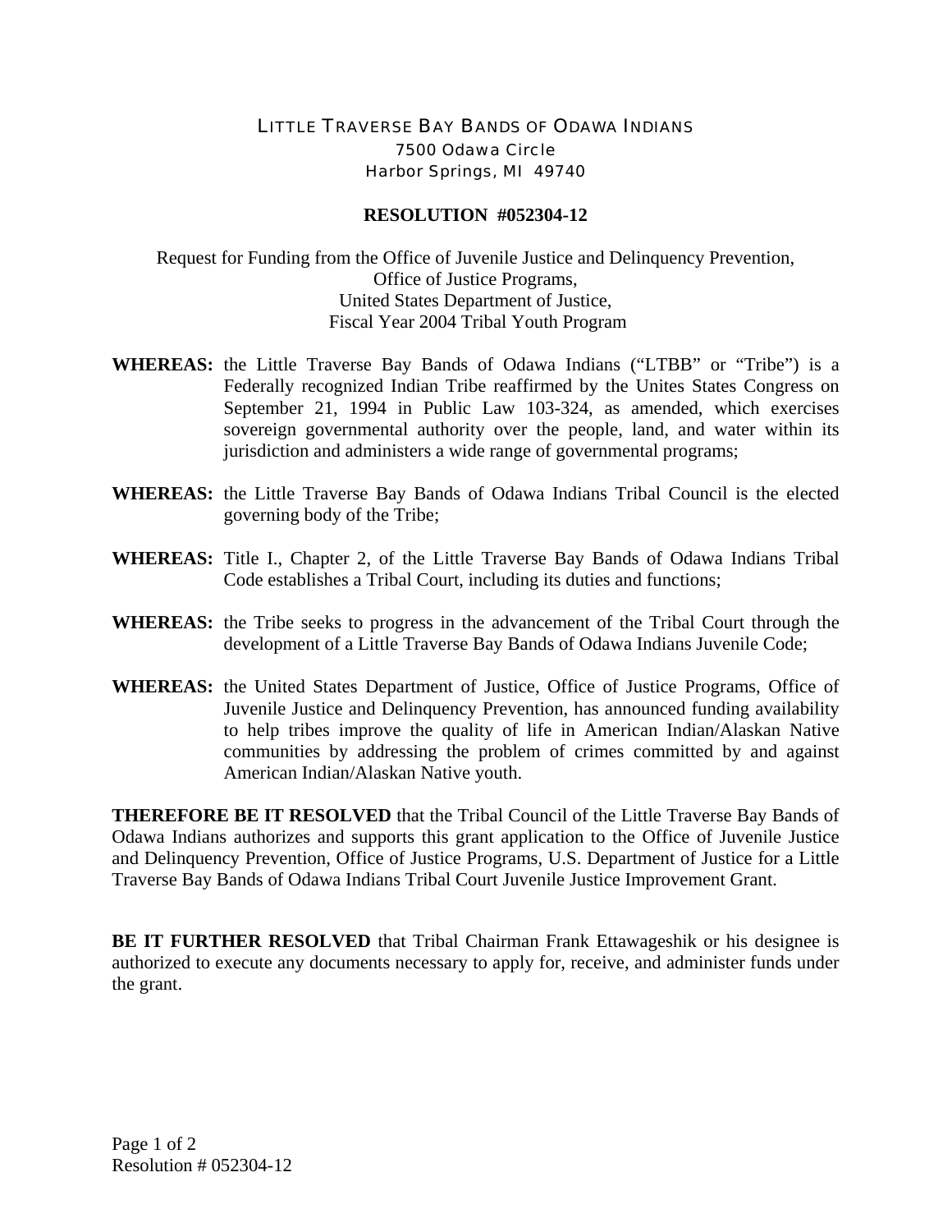LITTLE TRAVERSE BAY BANDS OF ODAWA INDIANS
7500 Odawa Circle
Harbor Springs, MI 49740

**RESOLUTION #052304-12**

Request for Funding from the Office of Juvenile Justice and Delinquency Prevention,
Office of Justice Programs,
United States Department of Justice,
Fiscal Year 2004 Tribal Youth Program

**WHEREAS:** the Little Traverse Bay Bands of Odawa Indians ("LTBB" or "Tribe") is a Federally recognized Indian Tribe reaffirmed by the Unites States Congress on September 21, 1994 in Public Law 103-324, as amended, which exercises sovereign governmental authority over the people, land, and water within its jurisdiction and administers a wide range of governmental programs;

**WHEREAS:** the Little Traverse Bay Bands of Odawa Indians Tribal Council is the elected governing body of the Tribe;

**WHEREAS:** Title I., Chapter 2, of the Little Traverse Bay Bands of Odawa Indians Tribal Code establishes a Tribal Court, including its duties and functions;

**WHEREAS:** the Tribe seeks to progress in the advancement of the Tribal Court through the development of a Little Traverse Bay Bands of Odawa Indians Juvenile Code;

**WHEREAS:** the United States Department of Justice, Office of Justice Programs, Office of Juvenile Justice and Delinquency Prevention, has announced funding availability to help tribes improve the quality of life in American Indian/Alaskan Native communities by addressing the problem of crimes committed by and against American Indian/Alaskan Native youth.

**THEREFORE BE IT RESOLVED** that the Tribal Council of the Little Traverse Bay Bands of Odawa Indians authorizes and supports this grant application to the Office of Juvenile Justice and Delinquency Prevention, Office of Justice Programs, U.S. Department of Justice for a Little Traverse Bay Bands of Odawa Indians Tribal Court Juvenile Justice Improvement Grant.

**BE IT FURTHER RESOLVED** that Tribal Chairman Frank Ettawageshik or his designee is authorized to execute any documents necessary to apply for, receive, and administer funds under the grant.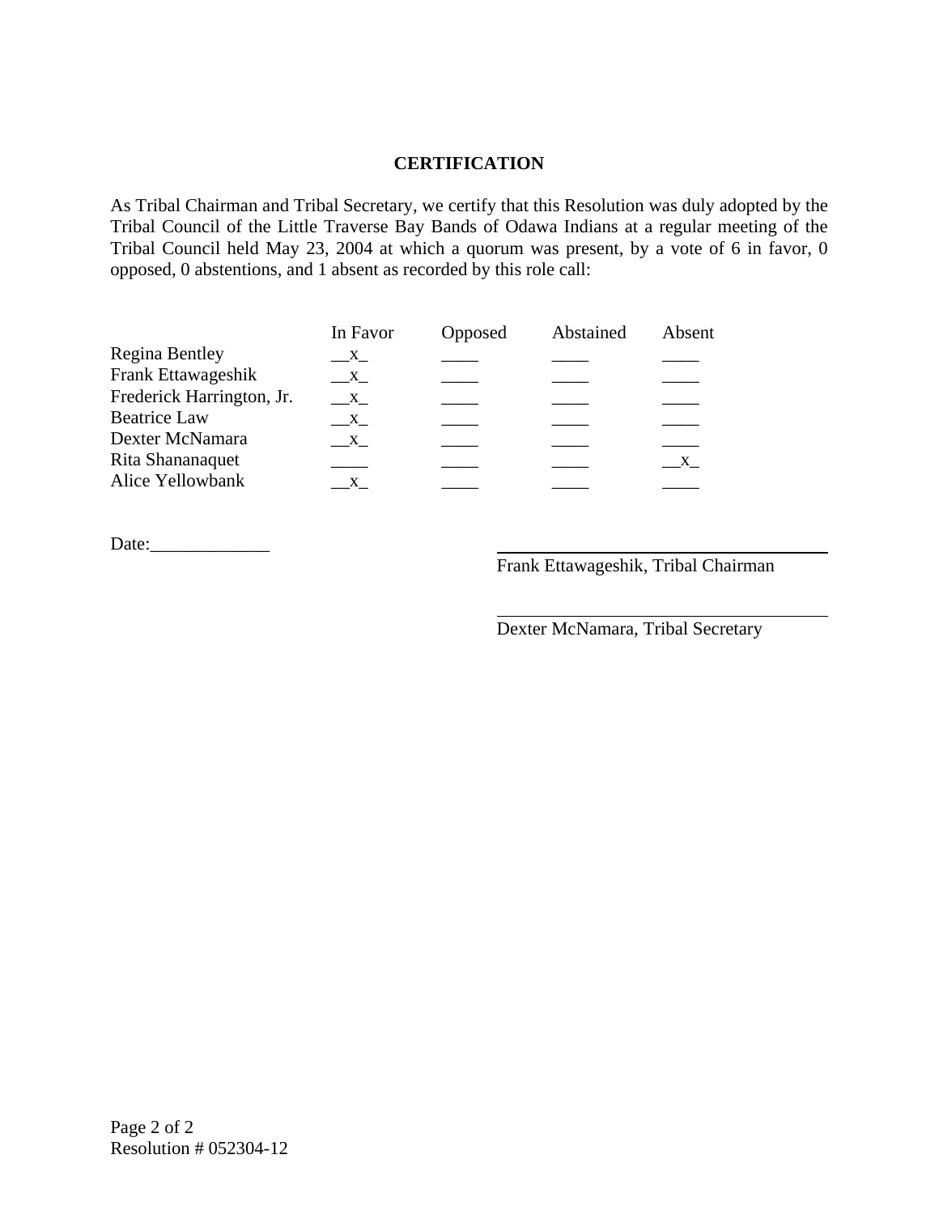**CERTIFICATION**

As Tribal Chairman and Tribal Secretary, we certify that this Resolution was duly adopted by the Tribal Council of the Little Traverse Bay Bands of Odawa Indians at a regular meeting of the Tribal Council held May 23, 2004 at which a quorum was present, by a vote of 6 in favor, 0 opposed, 0 abstentions, and 1 absent as recorded by this role call:

| | In Favor | Opposed | Abstained | Absent |
|---|---|---|---|---|
| Regina Bentley | x | | | |
| Frank Ettawageshik | x | | | |
| Frederick Harrington, Jr. | x | | | |
| Beatrice Law | x | | | |
| Dexter McNamara | x | | | |
| Rita Shananaquet | | | | x |
| Alice Yellowbank | x | | | |

Date:_____________

Frank Ettawageshik, Tribal Chairman

Dexter McNamara, Tribal Secretary

Resolution # 052304-12